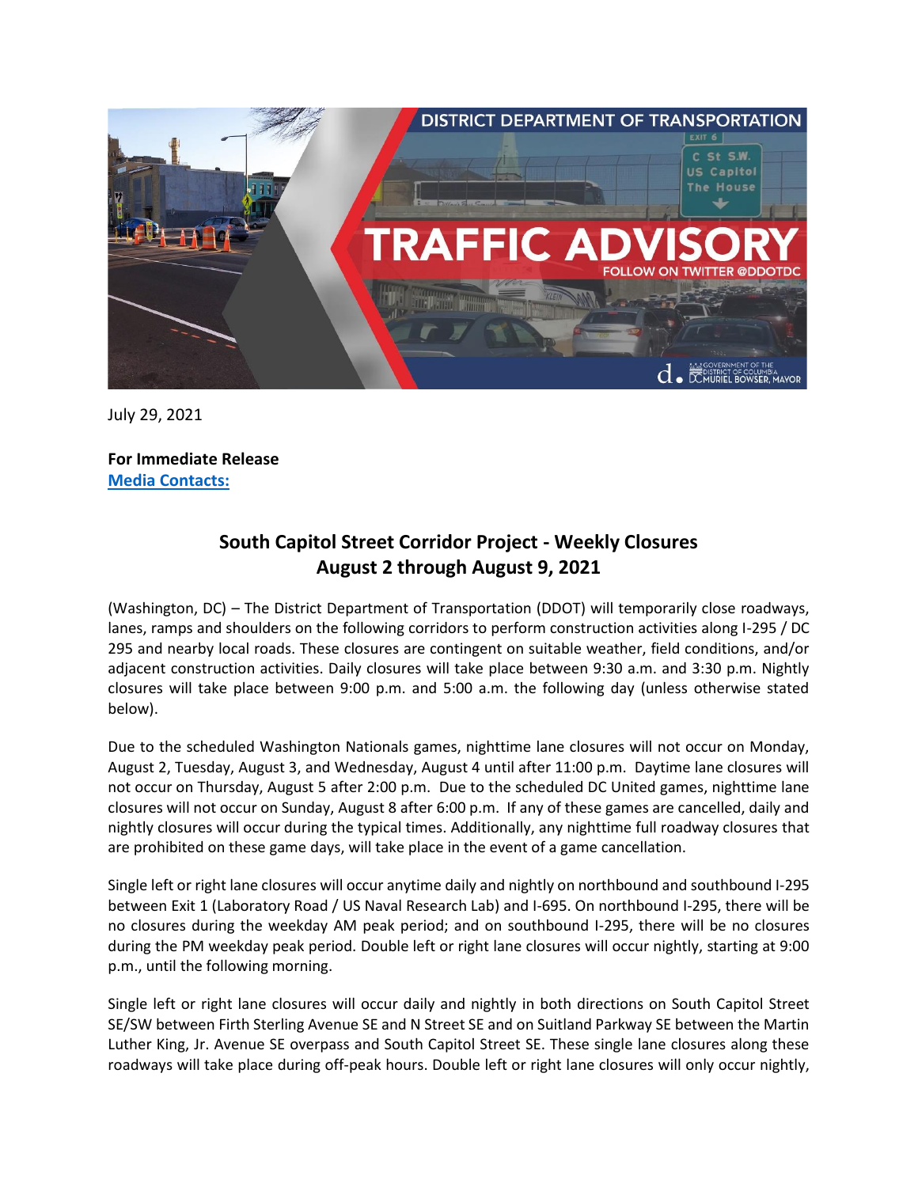July 29, 2021

**For Immediate Release**
**Media Contacts:**

## South Capitol Street Corridor Project - Weekly Closures
## August 2 through August 9, 2021

(Washington, DC) – The District Department of Transportation (DDOT) will temporarily close roadways, lanes, ramps and shoulders on the following corridors to perform construction activities along I-295 / DC 295 and nearby local roads. These closures are contingent on suitable weather, field conditions, and/or adjacent construction activities. Daily closures will take place between 9:30 a.m. and 3:30 p.m. Nightly closures will take place between 9:00 p.m. and 5:00 a.m. the following day (unless otherwise stated below).

Due to the scheduled Washington Nationals games, nighttime lane closures will not occur on Monday, August 2, Tuesday, August 3, and Wednesday, August 4 until after 11:00 p.m. Daytime lane closures will not occur on Thursday, August 5 after 2:00 p.m. Due to the scheduled DC United games, nighttime lane closures will not occur on Sunday, August 8 after 6:00 p.m. If any of these games are cancelled, daily and nightly closures will occur during the typical times. Additionally, any nighttime full roadway closures that are prohibited on these game days, will take place in the event of a game cancellation.

Single left or right lane closures will occur anytime daily and nightly on northbound and southbound I-295 between Exit 1 (Laboratory Road / US Naval Research Lab) and I-695. On northbound I-295, there will be no closures during the weekday AM peak period; and on southbound I-295, there will be no closures during the PM weekday peak period. Double left or right lane closures will occur nightly, starting at 9:00 p.m., until the following morning.

Single left or right lane closures will occur daily and nightly in both directions on South Capitol Street SE/SW between Firth Sterling Avenue SE and N Street SE and on Suitland Parkway SE between the Martin Luther King, Jr. Avenue SE overpass and South Capitol Street SE. These single lane closures along these roadways will take place during off-peak hours. Double left or right lane closures will only occur nightly,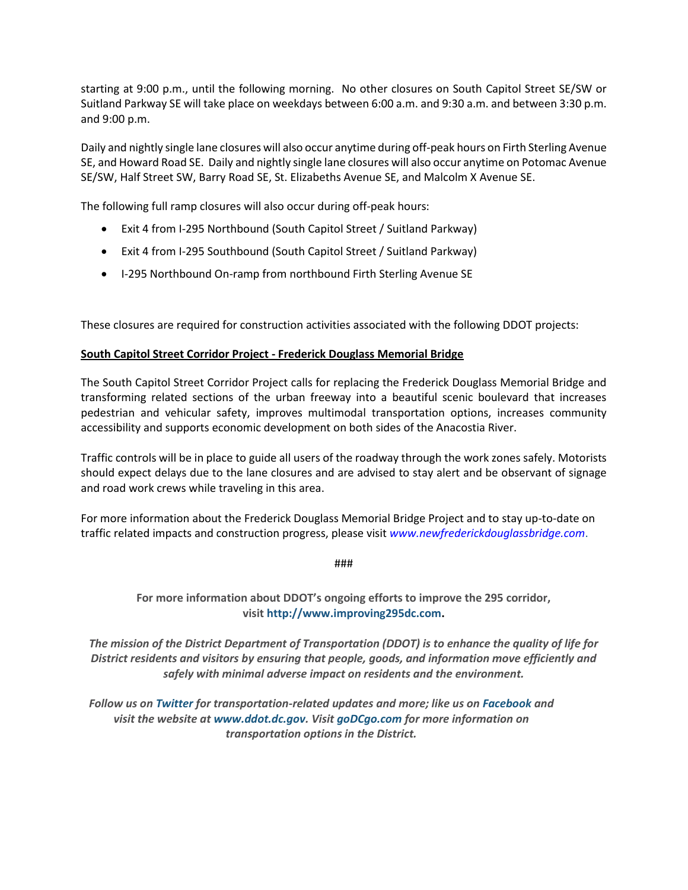starting at 9:00 p.m., until the following morning. No other closures on South Capitol Street SE/SW or Suitland Parkway SE will take place on weekdays between 6:00 a.m. and 9:30 a.m. and between 3:30 p.m. and 9:00 p.m.

Daily and nightly single lane closures will also occur anytime during off-peak hours on Firth Sterling Avenue SE, and Howard Road SE. Daily and nightly single lane closures will also occur anytime on Potomac Avenue SE/SW, Half Street SW, Barry Road SE, St. Elizabeths Avenue SE, and Malcolm X Avenue SE.

The following full ramp closures will also occur during off-peak hours:

- Exit 4 from I-295 Northbound (South Capitol Street / Suitland Parkway)
- Exit 4 from I-295 Southbound (South Capitol Street / Suitland Parkway)
- I-295 Northbound On-ramp from northbound Firth Sterling Avenue SE

These closures are required for construction activities associated with the following DDOT projects:

**South Capitol Street Corridor Project - Frederick Douglass Memorial Bridge**

The South Capitol Street Corridor Project calls for replacing the Frederick Douglass Memorial Bridge and transforming related sections of the urban freeway into a beautiful scenic boulevard that increases pedestrian and vehicular safety, improves multimodal transportation options, increases community accessibility and supports economic development on both sides of the Anacostia River.

Traffic controls will be in place to guide all users of the roadway through the work zones safely. Motorists should expect delays due to the lane closures and are advised to stay alert and be observant of signage and road work crews while traveling in this area.

For more information about the Frederick Douglass Memorial Bridge Project and to stay up-to-date on traffic related impacts and construction progress, please visit *www.newfrederickdouglassbridge.com*.

###

**For more information about DDOT's ongoing efforts to improve the 295 corridor, visit http://www.improving295dc.com.**

***The mission of the District Department of Transportation (DDOT) is to enhance the quality of life for District residents and visitors by ensuring that people, goods, and information move efficiently and safely with minimal adverse impact on residents and the environment.***

***Follow us on Twitter for transportation-related updates and more; like us on Facebook and visit the website at www.ddot.dc.gov. Visit goDCgo.com for more information on transportation options in the District.***